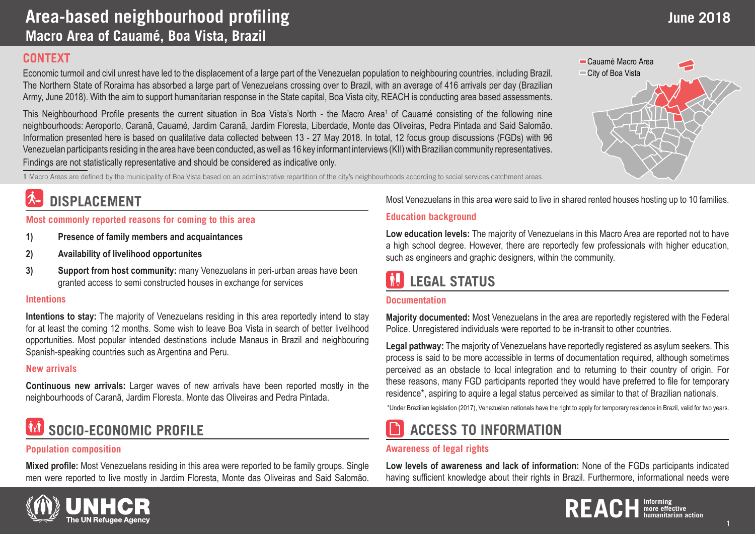# Area-based neighbourhood profiling

## Macro Area of Cauamé, Boa Vista, Brazil

June 2018

## CONTEXT

Economic turmoil and civil unrest have led to the displacement of a large part of the Venezuelan population to neighbouring countries, including Brazil. The Northern State of Roraima has absorbed a large part of Venezuelans crossing over to Brazil, with an average of 416 arrivals per day (Brazilian Army, June 2018). With the aim to support humanitarian response in the State capital, Boa Vista city, REACH is conducting area based assessments.

This Neighbourhood Profile presents the current situation in Boa Vista's North - the Macro Area[1] of Cauamé consisting of the following nine neighbourhoods: Aeroporto, Caranã, Cauamé, Jardim Caranã, Jardim Floresta, Liberdade, Monte das Oliveiras, Pedra Pintada and Said Salomão. Information presented here is based on qualitative data collected between 13 - 27 May 2018. In total, 12 focus group discussions (FGDs) with 96 Venezuelan participants residing in the area have been conducted, as well as 16 key informant interviews (KII) with Brazilian community representatives. Findings are not statistically representative and should be considered as indicative only.

Cauamé Macro Area
City of Boa Vista

1 Macro Areas are defined by the municipality of Boa Vista based on an administrative repartition of the city's neighbourhoods according to social services catchment areas.

## DISPLACEMENT

### Most commonly reported reasons for coming to this area

1) **Presence of family members and acquaintances**
2) **Availability of livelihood opportunites**
3) **Support from host community:** many Venezuelans in peri-urban areas have been granted access to semi constructed houses in exchange for services

### Intentions

**Intentions to stay:** The majority of Venezuelans residing in this area reportedly intend to stay for at least the coming 12 months. Some wish to leave Boa Vista in search of better livelihood opportunities. Most popular intended destinations include Manaus in Brazil and neighbouring Spanish-speaking countries such as Argentina and Peru.

### New arrivals

**Continuous new arrivals:** Larger waves of new arrivals have been reported mostly in the neighbourhoods of Caranã, Jardim Floresta, Monte das Oliveiras and Pedra Pintada.

## SOCIO-ECONOMIC PROFILE

### Population composition

**Mixed profile:** Most Venezuelans residing in this area were reported to be family groups. Single men were reported to live mostly in Jardim Floresta, Monte das Oliveiras and Said Salomão. Most Venezuelans in this area were said to live in shared rented houses hosting up to 10 families.

### Education background

**Low education levels:** The majority of Venezuelans in this Macro Area are reported not to have a high school degree. However, there are reportedly few professionals with higher education, such as engineers and graphic designers, within the community.

## LEGAL STATUS

### Documentation

**Majority documented:** Most Venezuelans in the area are reportedly registered with the Federal Police. Unregistered individuals were reported to be in-transit to other countries.

**Legal pathway:** The majority of Venezuelans have reportedly registered as asylum seekers. This process is said to be more accessible in terms of documentation required, although sometimes perceived as an obstacle to local integration and to returning to their country of origin. For these reasons, many FGD participants reported they would have preferred to file for temporary residence*, aspiring to aquire a legal status perceived as similar to that of Brazilian nationals.

*Under Brazilian legislation (2017), Venezuelan nationals have the right to apply for temporary residence in Brazil, valid for two years.

## ACCESS TO INFORMATION

### Awareness of legal rights

**Low levels of awareness and lack of information:** None of the FGDs participants indicated having sufficient knowledge about their rights in Brazil. Furthermore, informational needs were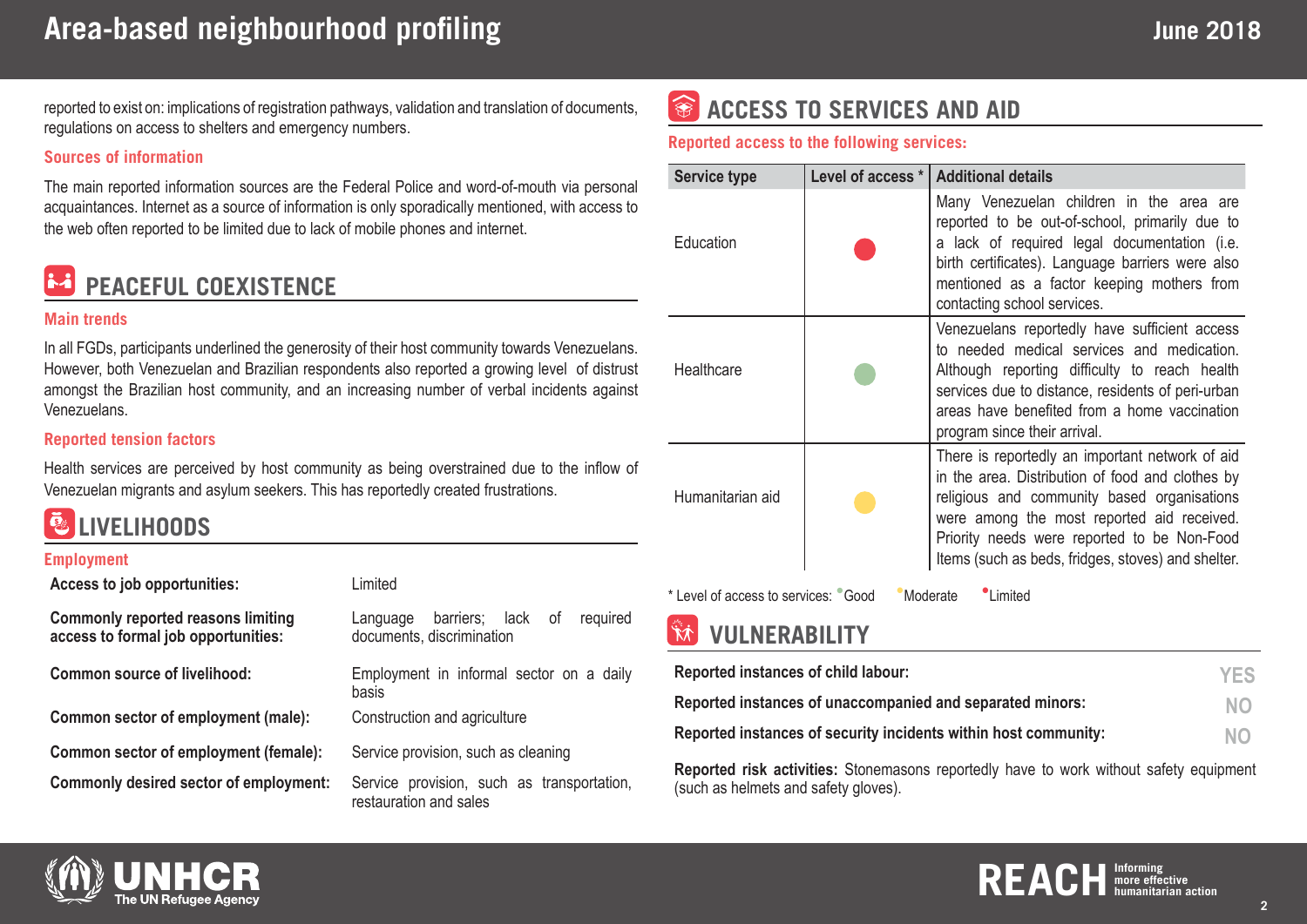reported to exist on: implications of registration pathways, validation and translation of documents, regulations on access to shelters and emergency numbers.

### Sources of information

The main reported information sources are the Federal Police and word-of-mouth via personal acquaintances. Internet as a source of information is only sporadically mentioned, with access to the web often reported to be limited due to lack of mobile phones and internet.

## PEACEFUL COEXISTENCE

### Main trends

In all FGDs, participants underlined the generosity of their host community towards Venezuelans. However, both Venezuelan and Brazilian respondents also reported a growing level of distrust amongst the Brazilian host community, and an increasing number of verbal incidents against Venezuelans.

### Reported tension factors

Health services are perceived by host community as being overstrained due to the inflow of Venezuelan migrants and asylum seekers. This has reportedly created frustrations.

## LIVELIHOODS

### Employment

| | |
|---|---|
| **Access to job opportunities:** | Limited |
| **Commonly reported reasons limiting access to formal job opportunities:** | Language barriers; lack of required documents, discrimination |
| **Common source of livelihood:** | Employment in informal sector on a daily basis |
| **Common sector of employment (male):** | Construction and agriculture |
| **Common sector of employment (female):** | Service provision, such as cleaning |
| **Commonly desired sector of employment:** | Service provision, such as transportation, restauration and sales |

## ACCESS TO SERVICES AND AID

### Reported access to the following services:

| Service type | Level of access * | Additional details |
|---|---|---|
| Education | Limited | Many Venezuelan children in the area are reported to be out-of-school, primarily due to a lack of required legal documentation (i.e. birth certificates). Language barriers were also mentioned as a factor keeping mothers from contacting school services. |
| Healthcare | Good | Venezuelans reportedly have sufficient access to needed medical services and medication. Although reporting difficulty to reach health services due to distance, residents of peri-urban areas have benefited from a home vaccination program since their arrival. |
| Humanitarian aid | Moderate | There is reportedly an important network of aid in the area. Distribution of food and clothes by religious and community based organisations were among the most reported aid received. Priority needs were reported to be Non-Food Items (such as beds, fridges, stoves) and shelter. |

* Level of access to services: Good Moderate Limited

## VULNERABILITY

| | |
|---|---|
| **Reported instances of child labour:** | YES |
| **Reported instances of unaccompanied and separated minors:** | NO |
| **Reported instances of security incidents within host community:** | NO |

**Reported risk activities:** Stonemasons reportedly have to work without safety equipment (such as helmets and safety gloves).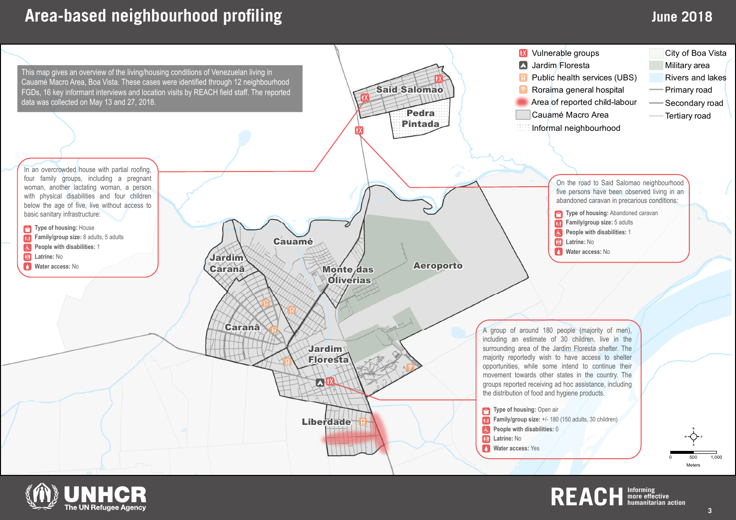# Area-based neighbourhood profiling

June 2018

This map gives an overview of the living/housing conditions of Venezuelan living in Cauamé Macro Area, Boa Vista. These cases were identified through 12 neighbourhood FGDs, 16 key informant interviews and location visits by REACH field staff. The reported data was collected on May 13 and 27, 2018.

In an overcrowded house with partial roofing, four family groups, including a pregnant woman, another lactating woman, a person with physical disabilities and four children below the age of five, live without access to basic sanitary infrastructure:

- **Type of housing:** House
- **Family/group size:** 8 adults, 5 adults
- **People with disabilities:** 1
- **Latrine:** No
- **Water access:** No

On the road to Said Salomao neighbourhood five persons have been observed living in an abandoned caravan in precarious conditions:

- **Type of housing:** Abandoned caravan
- **Family/group size:** 5 adults
- **People with disabilities:** 1
- **Latrine:** No
- **Water access:** No

A group of around 180 people (majority of men), including an estimate of 30 children, live in the surrounding area of the Jardim Floresta shelter. The majority reportedly wish to have access to shelter opportunities, while some intend to continue their movement towards other states in the country. The groups reported receiving ad hoc assistance, including the distribution of food and hygiene products.

- **Type of housing:** Open air
- **Family/group size:** +/- 180 (150 adults, 30 children)
- **People with disabilities:** 0
- **Latrine:** No
- **Water access:** Yes

Legend:
- Vulnerable groups
- Jardim Floresta
- Public health services (UBS)
- Roraima general hospital
- Area of reported child-labour
- Cauamé Macro Area
- Informal neighbourhood
- City of Boa Vista
- Military area
- Rivers and lakes
- Primary road
- Secondary road
- Tertiary road

Said Salomao
Pedra Pintada
Cauamé
Jardim Caranã
Monte das Oliverias
Aeroporto
Caranã
Jardim Floresta
Liberdade

0 500 1,000
Meters

UNHCR The UN Refugee Agency

REACH Informing more effective humanitarian action